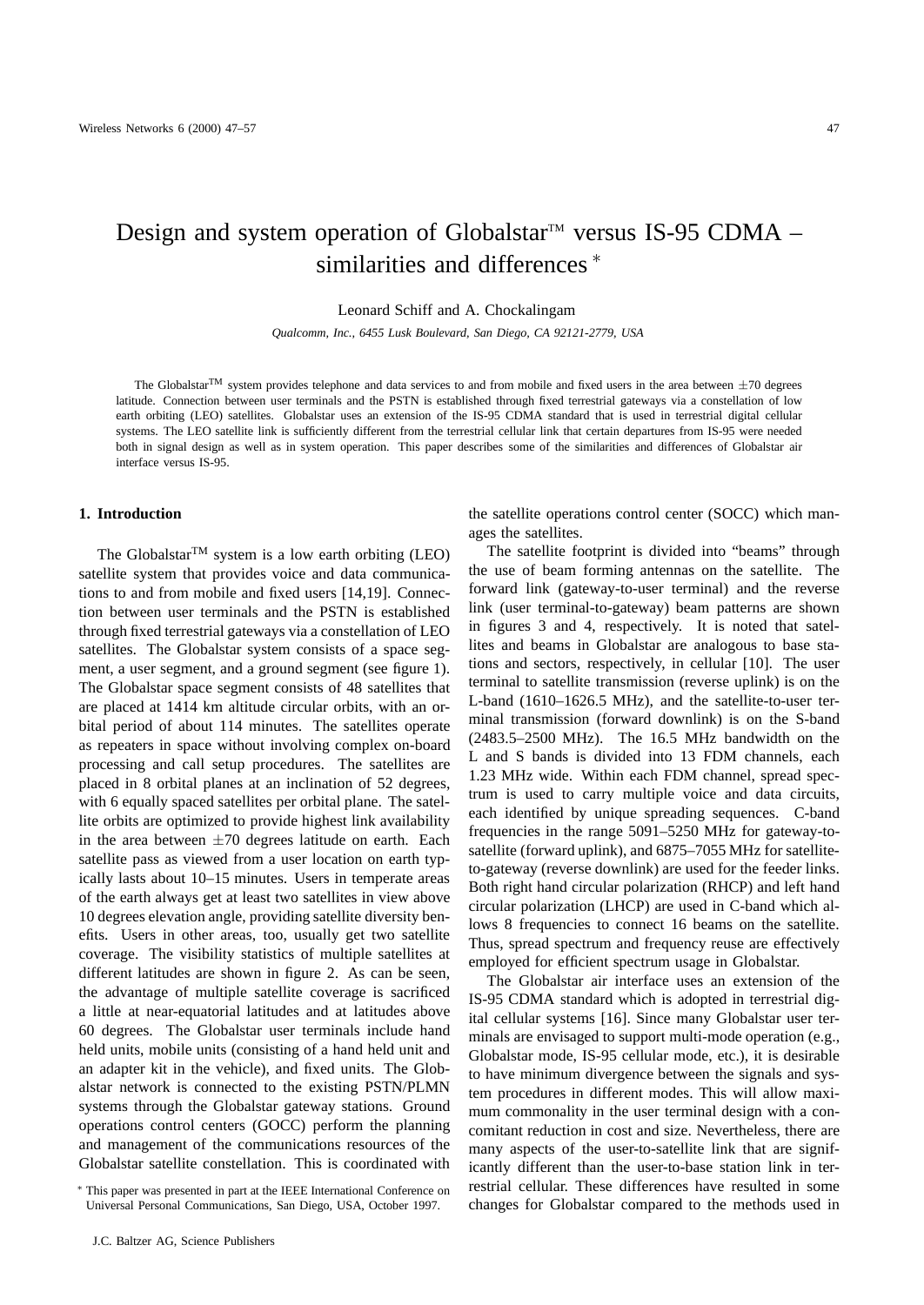# Design and system operation of Globalstar™ versus IS-95 CDMA – similarities and differences *

Leonard Schiff and A. Chockalingam

*Qualcomm, Inc., 6455 Lusk Boulevard, San Diego, CA 92121-2779, USA*

The Globalstar™ system provides telephone and data services to and from mobile and fixed users in the area between ±70 degrees latitude. Connection between user terminals and the PSTN is established through fixed terrestrial gateways via a constellation of low earth orbiting (LEO) satellites. Globalstar uses an extension of the IS-95 CDMA standard that is used in terrestrial digital cellular systems. The LEO satellite link is sufficiently different from the terrestrial cellular link that certain departures from IS-95 were needed both in signal design as well as in system operation. This paper describes some of the similarities and differences of Globalstar air interface versus IS-95.

## 1. Introduction

The Globalstar™ system is a low earth orbiting (LEO) satellite system that provides voice and data communications to and from mobile and fixed users [14,19]. Connection between user terminals and the PSTN is established through fixed terrestrial gateways via a constellation of LEO satellites. The Globalstar system consists of a space segment, a user segment, and a ground segment (see figure 1). The Globalstar space segment consists of 48 satellites that are placed at 1414 km altitude circular orbits, with an orbital period of about 114 minutes. The satellites operate as repeaters in space without involving complex on-board processing and call setup procedures. The satellites are placed in 8 orbital planes at an inclination of 52 degrees, with 6 equally spaced satellites per orbital plane. The satellite orbits are optimized to provide highest link availability in the area between ±70 degrees latitude on earth. Each satellite pass as viewed from a user location on earth typically lasts about 10–15 minutes. Users in temperate areas of the earth always get at least two satellites in view above 10 degrees elevation angle, providing satellite diversity benefits. Users in other areas, too, usually get two satellite coverage. The visibility statistics of multiple satellites at different latitudes are shown in figure 2. As can be seen, the advantage of multiple satellite coverage is sacrificed a little at near-equatorial latitudes and at latitudes above 60 degrees. The Globalstar user terminals include hand held units, mobile units (consisting of a hand held unit and an adapter kit in the vehicle), and fixed units. The Globalstar network is connected to the existing PSTN/PLMN systems through the Globalstar gateway stations. Ground operations control centers (GOCC) perform the planning and management of the communications resources of the Globalstar satellite constellation. This is coordinated with the satellite operations control center (SOCC) which manages the satellites.

The satellite footprint is divided into "beams" through the use of beam forming antennas on the satellite. The forward link (gateway-to-user terminal) and the reverse link (user terminal-to-gateway) beam patterns are shown in figures 3 and 4, respectively. It is noted that satellites and beams in Globalstar are analogous to base stations and sectors, respectively, in cellular [10]. The user terminal to satellite transmission (reverse uplink) is on the L-band (1610–1626.5 MHz), and the satellite-to-user terminal transmission (forward downlink) is on the S-band (2483.5–2500 MHz). The 16.5 MHz bandwidth on the L and S bands is divided into 13 FDM channels, each 1.23 MHz wide. Within each FDM channel, spread spectrum is used to carry multiple voice and data circuits, each identified by unique spreading sequences. C-band frequencies in the range 5091–5250 MHz for gateway-to-satellite (forward uplink), and 6875–7055 MHz for satellite-to-gateway (reverse downlink) are used for the feeder links. Both right hand circular polarization (RHCP) and left hand circular polarization (LHCP) are used in C-band which allows 8 frequencies to connect 16 beams on the satellite. Thus, spread spectrum and frequency reuse are effectively employed for efficient spectrum usage in Globalstar.

The Globalstar air interface uses an extension of the IS-95 CDMA standard which is adopted in terrestrial digital cellular systems [16]. Since many Globalstar user terminals are envisaged to support multi-mode operation (e.g., Globalstar mode, IS-95 cellular mode, etc.), it is desirable to have minimum divergence between the signals and system procedures in different modes. This will allow maximum commonality in the user terminal design with a concomitant reduction in cost and size. Nevertheless, there are many aspects of the user-to-satellite link that are significantly different than the user-to-base station link in terrestrial cellular. These differences have resulted in some changes for Globalstar compared to the methods used in

* This paper was presented in part at the IEEE International Conference on Universal Personal Communications, San Diego, USA, October 1997.

J.C. Baltzer AG, Science Publishers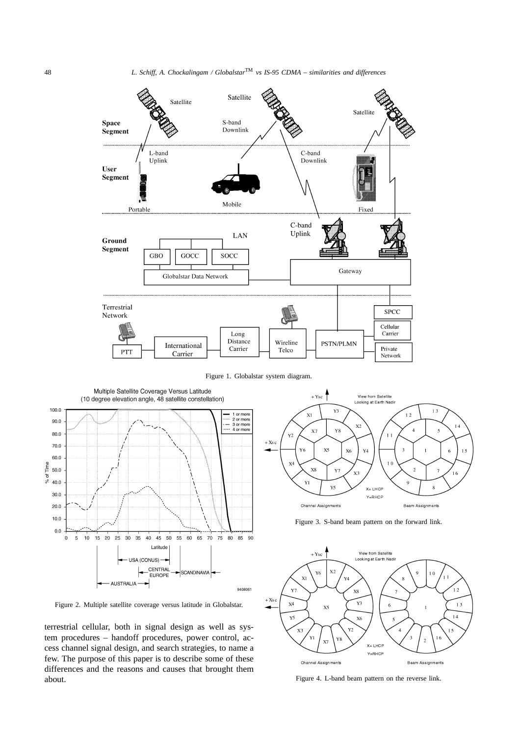Figure 1. Globalstar system diagram.

Figure 2. Multiple satellite coverage versus latitude in Globalstar.

Figure 3. S-band beam pattern on the forward link.

Figure 4. L-band beam pattern on the reverse link.

terrestrial cellular, both in signal design as well as system procedures – handoff procedures, power control, access channel signal design, and search strategies, to name a few. The purpose of this paper is to describe some of these differences and the reasons and causes that brought them about.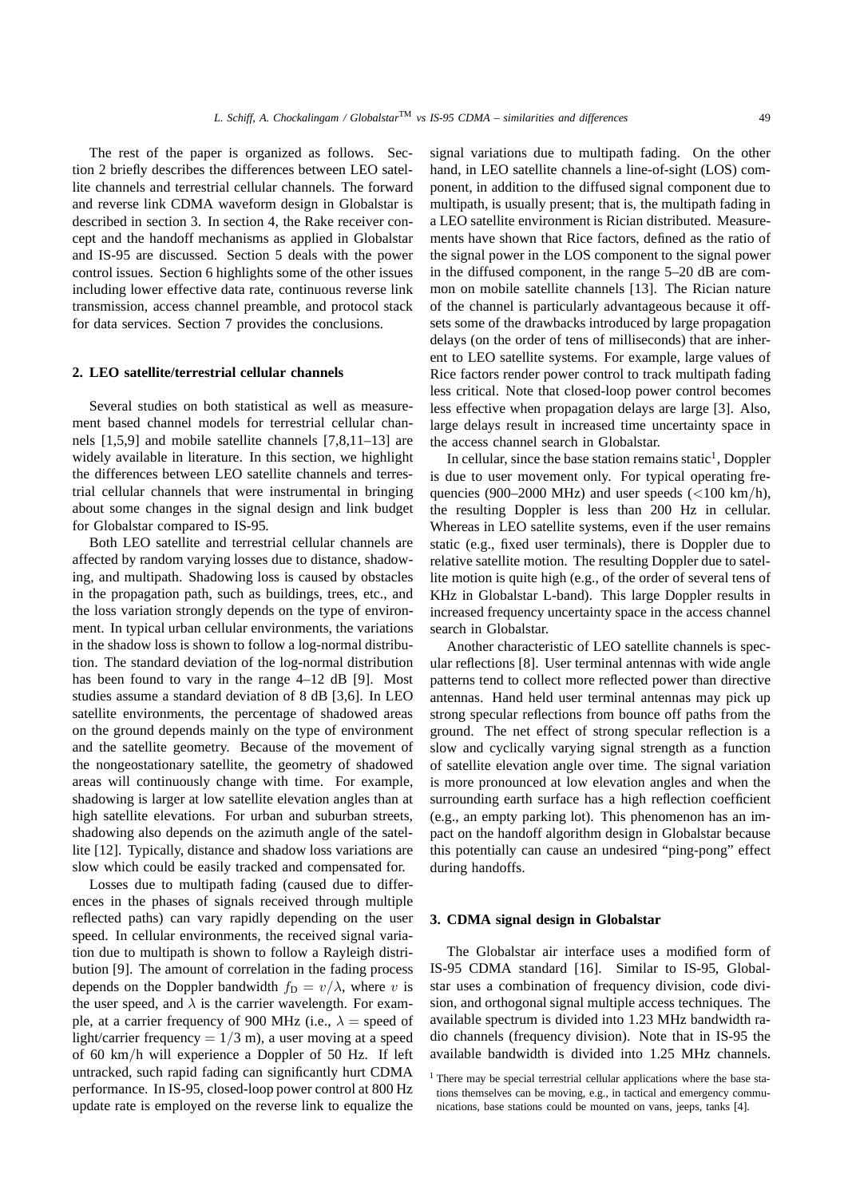The rest of the paper is organized as follows. Section 2 briefly describes the differences between LEO satellite channels and terrestrial cellular channels. The forward and reverse link CDMA waveform design in Globalstar is described in section 3. In section 4, the Rake receiver concept and the handoff mechanisms as applied in Globalstar and IS-95 are discussed. Section 5 deals with the power control issues. Section 6 highlights some of the other issues including lower effective data rate, continuous reverse link transmission, access channel preamble, and protocol stack for data services. Section 7 provides the conclusions.

## 2. LEO satellite/terrestrial cellular channels

Several studies on both statistical as well as measurement based channel models for terrestrial cellular channels [1,5,9] and mobile satellite channels [7,8,11–13] are widely available in literature. In this section, we highlight the differences between LEO satellite channels and terrestrial cellular channels that were instrumental in bringing about some changes in the signal design and link budget for Globalstar compared to IS-95.

Both LEO satellite and terrestrial cellular channels are affected by random varying losses due to distance, shadowing, and multipath. Shadowing loss is caused by obstacles in the propagation path, such as buildings, trees, etc., and the loss variation strongly depends on the type of environment. In typical urban cellular environments, the variations in the shadow loss is shown to follow a log-normal distribution. The standard deviation of the log-normal distribution has been found to vary in the range 4–12 dB [9]. Most studies assume a standard deviation of 8 dB [3,6]. In LEO satellite environments, the percentage of shadowed areas on the ground depends mainly on the type of environment and the satellite geometry. Because of the movement of the nongeostationary satellite, the geometry of shadowed areas will continuously change with time. For example, shadowing is larger at low satellite elevation angles than at high satellite elevations. For urban and suburban streets, shadowing also depends on the azimuth angle of the satellite [12]. Typically, distance and shadow loss variations are slow which could be easily tracked and compensated for.

Losses due to multipath fading (caused due to differences in the phases of signals received through multiple reflected paths) can vary rapidly depending on the user speed. In cellular environments, the received signal variation due to multipath is shown to follow a Rayleigh distribution [9]. The amount of correlation in the fading process depends on the Doppler bandwidth $f_D = v/\lambda$, where $v$ is the user speed, and $\lambda$ is the carrier wavelength. For example, at a carrier frequency of 900 MHz (i.e., $\lambda =$ speed of light/carrier frequency $= 1/3$ m), a user moving at a speed of 60 km/h will experience a Doppler of 50 Hz. If left untracked, such rapid fading can significantly hurt CDMA performance. In IS-95, closed-loop power control at 800 Hz update rate is employed on the reverse link to equalize the signal variations due to multipath fading. On the other hand, in LEO satellite channels a line-of-sight (LOS) component, in addition to the diffused signal component due to multipath, is usually present; that is, the multipath fading in a LEO satellite environment is Rician distributed. Measurements have shown that Rice factors, defined as the ratio of the signal power in the LOS component to the signal power in the diffused component, in the range 5–20 dB are common on mobile satellite channels [13]. The Rician nature of the channel is particularly advantageous because it offsets some of the drawbacks introduced by large propagation delays (on the order of tens of milliseconds) that are inherent to LEO satellite systems. For example, large values of Rice factors render power control to track multipath fading less critical. Note that closed-loop power control becomes less effective when propagation delays are large [3]. Also, large delays result in increased time uncertainty space in the access channel search in Globalstar.

In cellular, since the base station remains static[1], Doppler is due to user movement only. For typical operating frequencies (900–2000 MHz) and user speeds ($<$100 km/h), the resulting Doppler is less than 200 Hz in cellular. Whereas in LEO satellite systems, even if the user remains static (e.g., fixed user terminals), there is Doppler due to relative satellite motion. The resulting Doppler due to satellite motion is quite high (e.g., of the order of several tens of KHz in Globalstar L-band). This large Doppler results in increased frequency uncertainty space in the access channel search in Globalstar.

Another characteristic of LEO satellite channels is specular reflections [8]. User terminal antennas with wide angle patterns tend to collect more reflected power than directive antennas. Hand held user terminal antennas may pick up strong specular reflections from bounce off paths from the ground. The net effect of strong specular reflection is a slow and cyclically varying signal strength as a function of satellite elevation angle over time. The signal variation is more pronounced at low elevation angles and when the surrounding earth surface has a high reflection coefficient (e.g., an empty parking lot). This phenomenon has an impact on the handoff algorithm design in Globalstar because this potentially can cause an undesired "ping-pong" effect during handoffs.

## 3. CDMA signal design in Globalstar

The Globalstar air interface uses a modified form of IS-95 CDMA standard [16]. Similar to IS-95, Globalstar uses a combination of frequency division, code division, and orthogonal signal multiple access techniques. The available spectrum is divided into 1.23 MHz bandwidth radio channels (frequency division). Note that in IS-95 the available bandwidth is divided into 1.25 MHz channels.

[1] There may be special terrestrial cellular applications where the base stations themselves can be moving, e.g., in tactical and emergency communications, base stations could be mounted on vans, jeeps, tanks [4].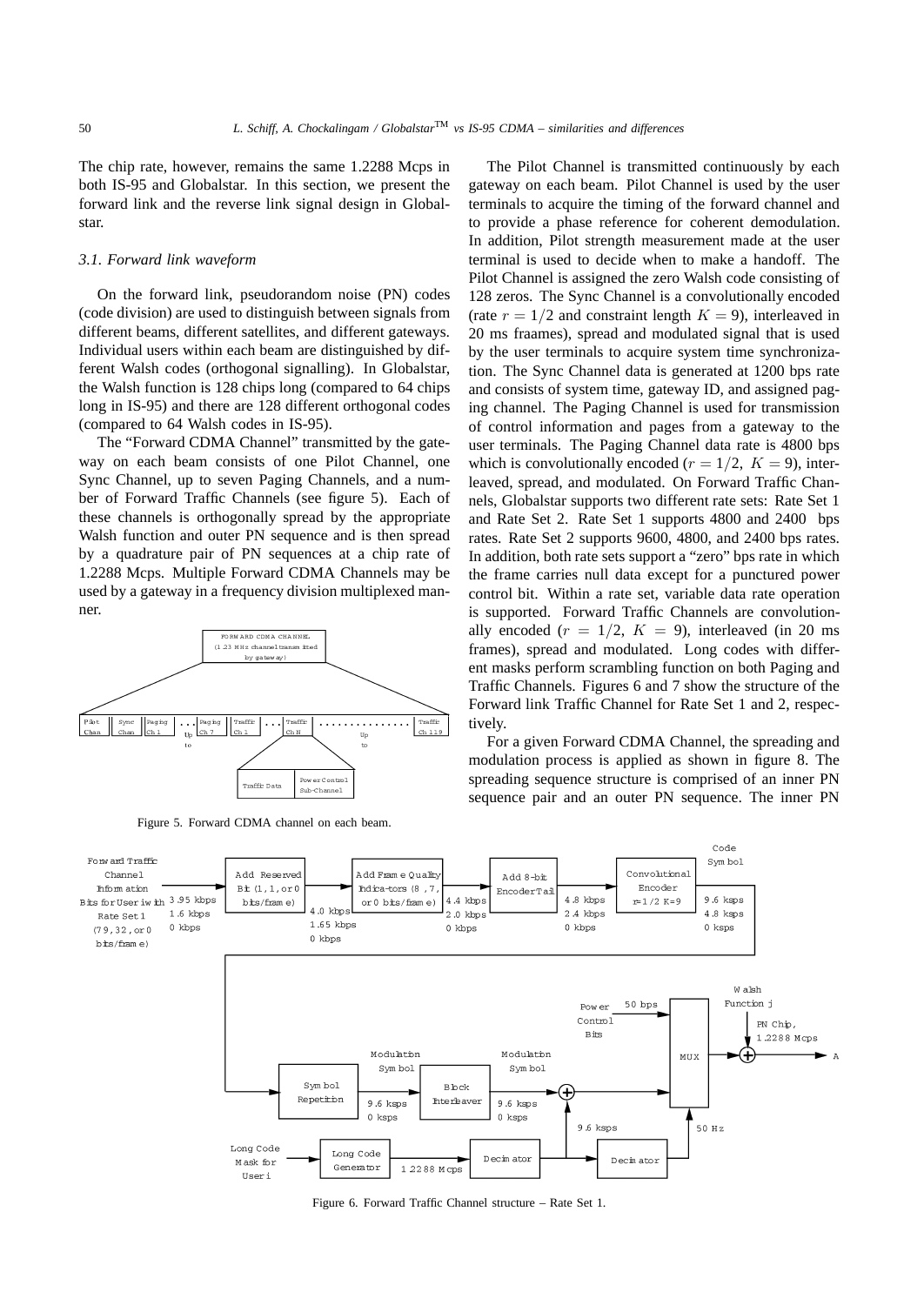The chip rate, however, remains the same 1.2288 Mcps in both IS-95 and Globalstar. In this section, we present the forward link and the reverse link signal design in Globalstar.

### 3.1. Forward link waveform

On the forward link, pseudorandom noise (PN) codes (code division) are used to distinguish between signals from different beams, different satellites, and different gateways. Individual users within each beam are distinguished by different Walsh codes (orthogonal signalling). In Globalstar, the Walsh function is 128 chips long (compared to 64 chips long in IS-95) and there are 128 different orthogonal codes (compared to 64 Walsh codes in IS-95).

The "Forward CDMA Channel" transmitted by the gateway on each beam consists of one Pilot Channel, one Sync Channel, up to seven Paging Channels, and a number of Forward Traffic Channels (see figure 5). Each of these channels is orthogonally spread by the appropriate Walsh function and outer PN sequence and is then spread by a quadrature pair of PN sequences at a chip rate of 1.2288 Mcps. Multiple Forward CDMA Channels may be used by a gateway in a frequency division multiplexed manner.

Figure 5. Forward CDMA channel on each beam.

The Pilot Channel is transmitted continuously by each gateway on each beam. Pilot Channel is used by the user terminals to acquire the timing of the forward channel and to provide a phase reference for coherent demodulation. In addition, Pilot strength measurement made at the user terminal is used to decide when to make a handoff. The Pilot Channel is assigned the zero Walsh code consisting of 128 zeros. The Sync Channel is a convolutionally encoded (rate $r = 1/2$ and constraint length $K = 9$), interleaved in 20 ms fraames), spread and modulated signal that is used by the user terminals to acquire system time synchronization. The Sync Channel data is generated at 1200 bps rate and consists of system time, gateway ID, and assigned paging channel. The Paging Channel is used for transmission of control information and pages from a gateway to the user terminals. The Paging Channel data rate is 4800 bps which is convolutionally encoded ($r = 1/2,\ K = 9$), interleaved, spread, and modulated. On Forward Traffic Channels, Globalstar supports two different rate sets: Rate Set 1 and Rate Set 2. Rate Set 1 supports 4800 and 2400 bps rates. Rate Set 2 supports 9600, 4800, and 2400 bps rates. In addition, both rate sets support a "zero" bps rate in which the frame carries null data except for a punctured power control bit. Within a rate set, variable data rate operation is supported. Forward Traffic Channels are convolutionally encoded ($r = 1/2,\ K = 9$), interleaved (in 20 ms frames), spread and modulated. Long codes with different masks perform scrambling function on both Paging and Traffic Channels. Figures 6 and 7 show the structure of the Forward link Traffic Channel for Rate Set 1 and 2, respectively.

For a given Forward CDMA Channel, the spreading and modulation process is applied as shown in figure 8. The spreading sequence structure is comprised of an inner PN sequence pair and an outer PN sequence. The inner PN

Figure 6. Forward Traffic Channel structure – Rate Set 1.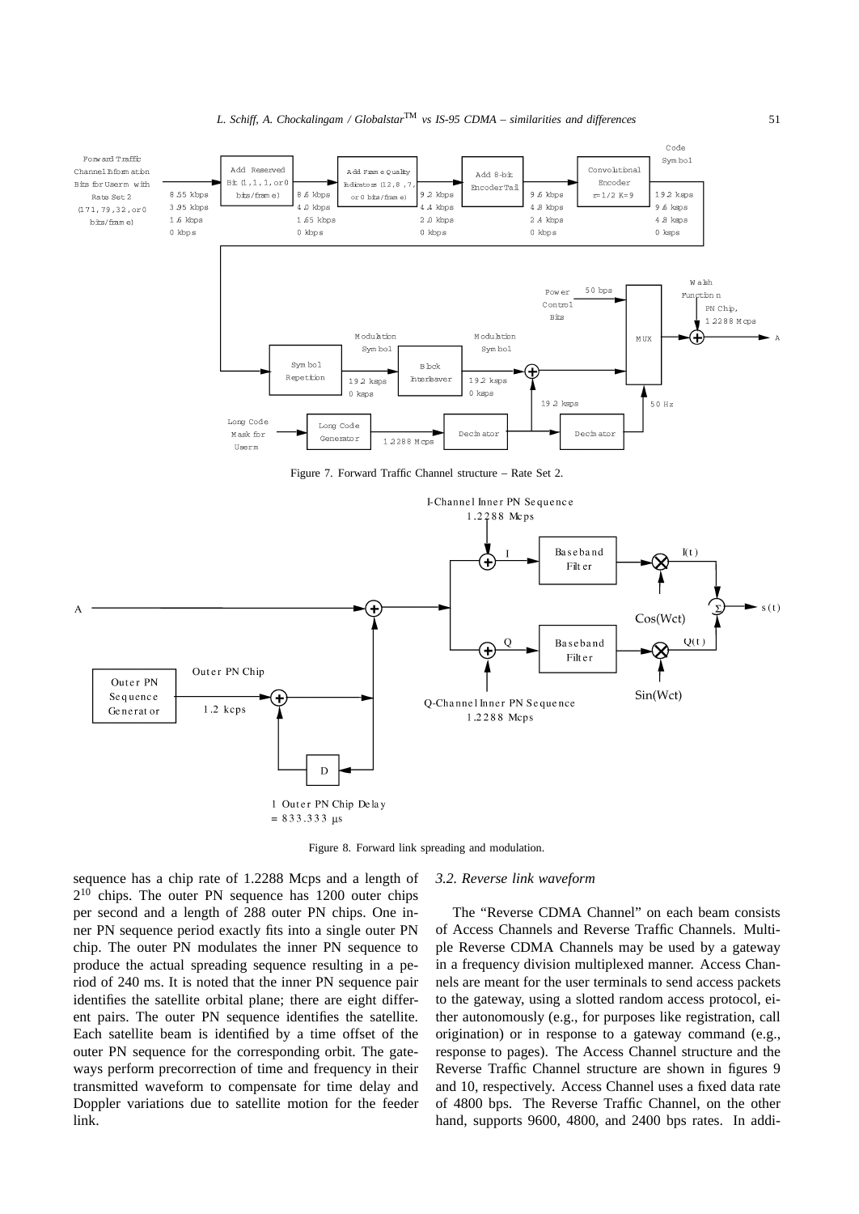Figure 7. Forward Traffic Channel structure – Rate Set 2.

Figure 8. Forward link spreading and modulation.

sequence has a chip rate of 1.2288 Mcps and a length of $2^{10}$ chips. The outer PN sequence has 1200 outer chips per second and a length of 288 outer PN chips. One inner PN sequence period exactly fits into a single outer PN chip. The outer PN modulates the inner PN sequence to produce the actual spreading sequence resulting in a period of 240 ms. It is noted that the inner PN sequence pair identifies the satellite orbital plane; there are eight different pairs. The outer PN sequence identifies the satellite. Each satellite beam is identified by a time offset of the outer PN sequence for the corresponding orbit. The gateways perform precorrection of time and frequency in their transmitted waveform to compensate for time delay and Doppler variations due to satellite motion for the feeder link.

### 3.2. Reverse link waveform

The "Reverse CDMA Channel" on each beam consists of Access Channels and Reverse Traffic Channels. Multiple Reverse CDMA Channels may be used by a gateway in a frequency division multiplexed manner. Access Channels are meant for the user terminals to send access packets to the gateway, using a slotted random access protocol, either autonomously (e.g., for purposes like registration, call origination) or in response to a gateway command (e.g., response to pages). The Access Channel structure and the Reverse Traffic Channel structure are shown in figures 9 and 10, respectively. Access Channel uses a fixed data rate of 4800 bps. The Reverse Traffic Channel, on the other hand, supports 9600, 4800, and 2400 bps rates. In addi-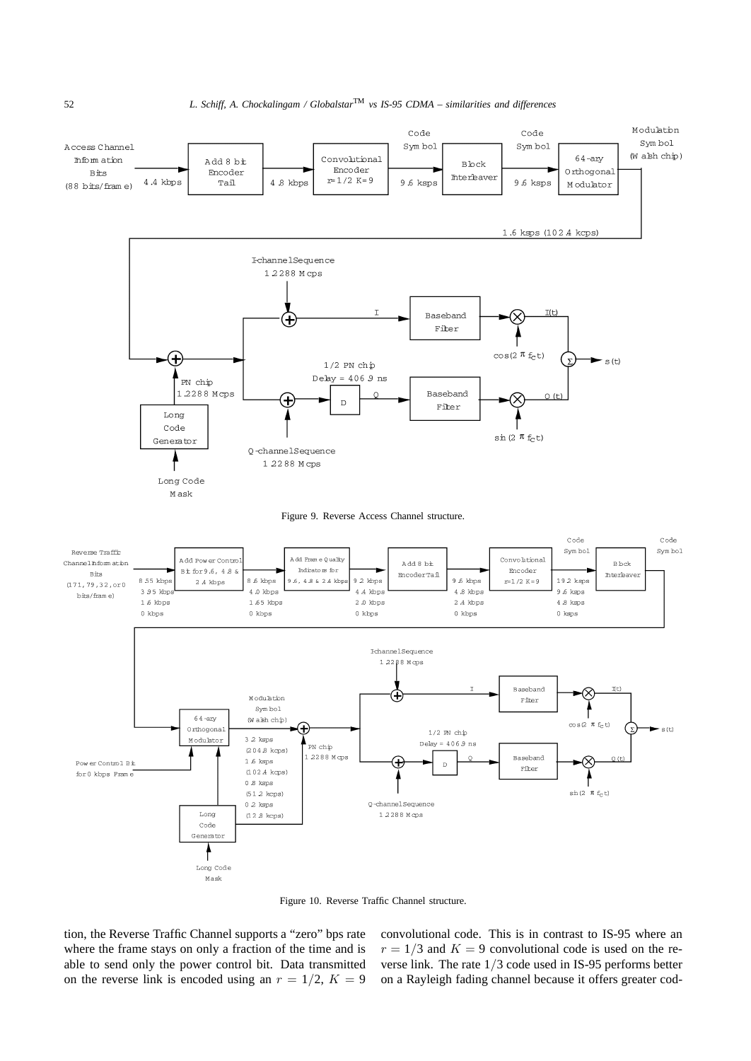Figure 9. Reverse Access Channel structure.

Figure 10. Reverse Traffic Channel structure.

tion, the Reverse Traffic Channel supports a "zero" bps rate where the frame stays on only a fraction of the time and is able to send only the power control bit. Data transmitted on the reverse link is encoded using an $r = 1/2$, $K = 9$ convolutional code. This is in contrast to IS-95 where an $r = 1/3$ and $K = 9$ convolutional code is used on the reverse link. The rate $1/3$ code used in IS-95 performs better on a Rayleigh fading channel because it offers greater cod-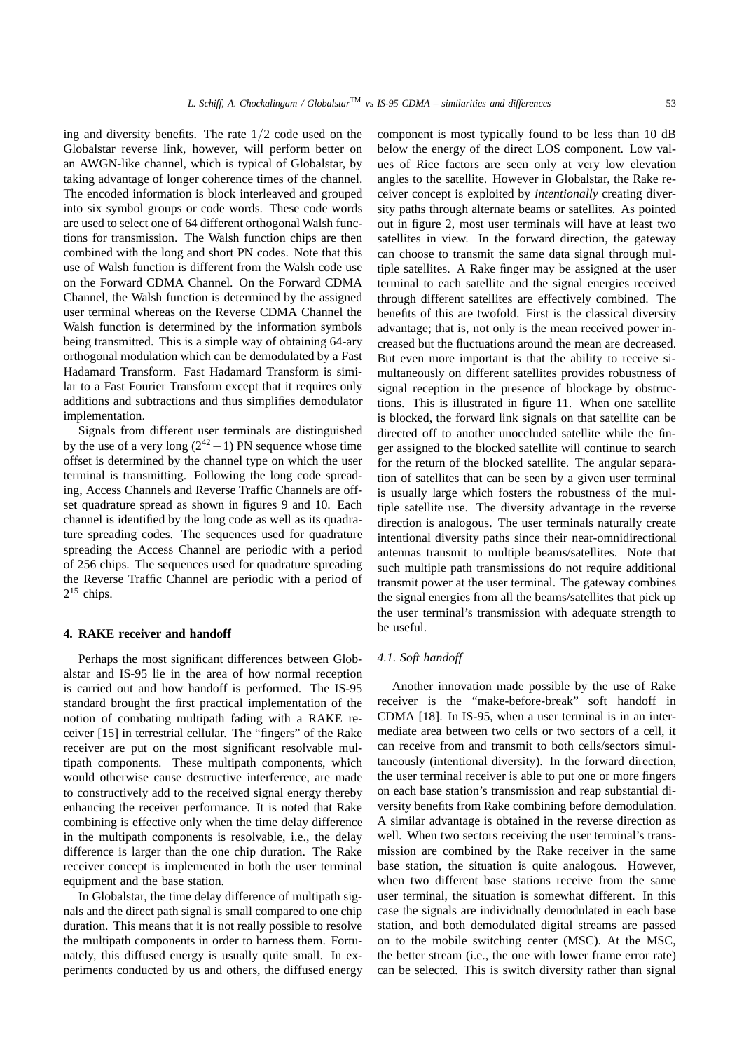ing and diversity benefits. The rate $1/2$ code used on the Globalstar reverse link, however, will perform better on an AWGN-like channel, which is typical of Globalstar, by taking advantage of longer coherence times of the channel. The encoded information is block interleaved and grouped into six symbol groups or code words. These code words are used to select one of 64 different orthogonal Walsh functions for transmission. The Walsh function chips are then combined with the long and short PN codes. Note that this use of Walsh function is different from the Walsh code use on the Forward CDMA Channel. On the Forward CDMA Channel, the Walsh function is determined by the assigned user terminal whereas on the Reverse CDMA Channel the Walsh function is determined by the information symbols being transmitted. This is a simple way of obtaining 64-ary orthogonal modulation which can be demodulated by a Fast Hadamard Transform. Fast Hadamard Transform is similar to a Fast Fourier Transform except that it requires only additions and subtractions and thus simplifies demodulator implementation.

Signals from different user terminals are distinguished by the use of a very long $(2^{42} - 1)$ PN sequence whose time offset is determined by the channel type on which the user terminal is transmitting. Following the long code spreading, Access Channels and Reverse Traffic Channels are offset quadrature spread as shown in figures 9 and 10. Each channel is identified by the long code as well as its quadrature spreading codes. The sequences used for quadrature spreading the Access Channel are periodic with a period of 256 chips. The sequences used for quadrature spreading the Reverse Traffic Channel are periodic with a period of $2^{15}$ chips.

## 4. RAKE receiver and handoff

Perhaps the most significant differences between Globalstar and IS-95 lie in the area of how normal reception is carried out and how handoff is performed. The IS-95 standard brought the first practical implementation of the notion of combating multipath fading with a RAKE receiver [15] in terrestrial cellular. The "fingers" of the Rake receiver are put on the most significant resolvable multipath components. These multipath components, which would otherwise cause destructive interference, are made to constructively add to the received signal energy thereby enhancing the receiver performance. It is noted that Rake combining is effective only when the time delay difference in the multipath components is resolvable, i.e., the delay difference is larger than the one chip duration. The Rake receiver concept is implemented in both the user terminal equipment and the base station.

In Globalstar, the time delay difference of multipath signals and the direct path signal is small compared to one chip duration. This means that it is not really possible to resolve the multipath components in order to harness them. Fortunately, this diffused energy is usually quite small. In experiments conducted by us and others, the diffused energy component is most typically found to be less than 10 dB below the energy of the direct LOS component. Low values of Rice factors are seen only at very low elevation angles to the satellite. However in Globalstar, the Rake receiver concept is exploited by *intentionally* creating diversity paths through alternate beams or satellites. As pointed out in figure 2, most user terminals will have at least two satellites in view. In the forward direction, the gateway can choose to transmit the same data signal through multiple satellites. A Rake finger may be assigned at the user terminal to each satellite and the signal energies received through different satellites are effectively combined. The benefits of this are twofold. First is the classical diversity advantage; that is, not only is the mean received power increased but the fluctuations around the mean are decreased. But even more important is that the ability to receive simultaneously on different satellites provides robustness of signal reception in the presence of blockage by obstructions. This is illustrated in figure 11. When one satellite is blocked, the forward link signals on that satellite can be directed off to another unoccluded satellite while the finger assigned to the blocked satellite will continue to search for the return of the blocked satellite. The angular separation of satellites that can be seen by a given user terminal is usually large which fosters the robustness of the multiple satellite use. The diversity advantage in the reverse direction is analogous. The user terminals naturally create intentional diversity paths since their near-omnidirectional antennas transmit to multiple beams/satellites. Note that such multiple path transmissions do not require additional transmit power at the user terminal. The gateway combines the signal energies from all the beams/satellites that pick up the user terminal's transmission with adequate strength to be useful.

### 4.1. Soft handoff

Another innovation made possible by the use of Rake receiver is the "make-before-break" soft handoff in CDMA [18]. In IS-95, when a user terminal is in an intermediate area between two cells or two sectors of a cell, it can receive from and transmit to both cells/sectors simultaneously (intentional diversity). In the forward direction, the user terminal receiver is able to put one or more fingers on each base station's transmission and reap substantial diversity benefits from Rake combining before demodulation. A similar advantage is obtained in the reverse direction as well. When two sectors receiving the user terminal's transmission are combined by the Rake receiver in the same base station, the situation is quite analogous. However, when two different base stations receive from the same user terminal, the situation is somewhat different. In this case the signals are individually demodulated in each base station, and both demodulated digital streams are passed on to the mobile switching center (MSC). At the MSC, the better stream (i.e., the one with lower frame error rate) can be selected. This is switch diversity rather than signal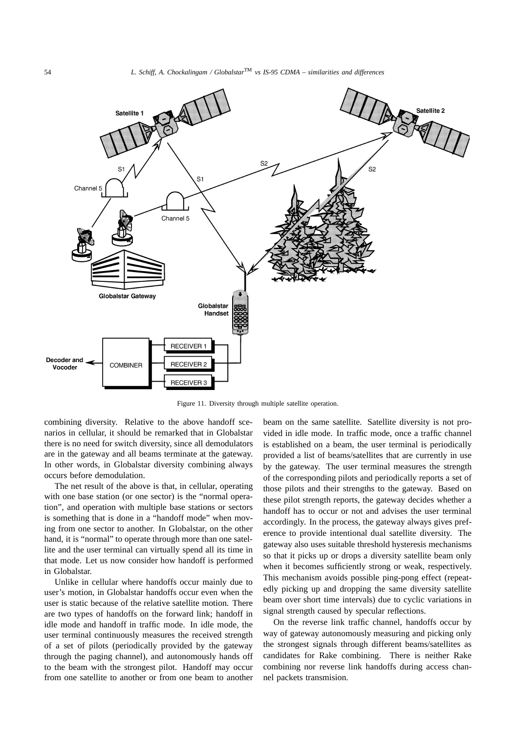Figure 11. Diversity through multiple satellite operation.

combining diversity. Relative to the above handoff scenarios in cellular, it should be remarked that in Globalstar there is no need for switch diversity, since all demodulators are in the gateway and all beams terminate at the gateway. In other words, in Globalstar diversity combining always occurs before demodulation.

The net result of the above is that, in cellular, operating with one base station (or one sector) is the "normal operation", and operation with multiple base stations or sectors is something that is done in a "handoff mode" when moving from one sector to another. In Globalstar, on the other hand, it is "normal" to operate through more than one satellite and the user terminal can virtually spend all its time in that mode. Let us now consider how handoff is performed in Globalstar.

Unlike in cellular where handoffs occur mainly due to user's motion, in Globalstar handoffs occur even when the user is static because of the relative satellite motion. There are two types of handoffs on the forward link; handoff in idle mode and handoff in traffic mode. In idle mode, the user terminal continuously measures the received strength of a set of pilots (periodically provided by the gateway through the paging channel), and autonomously hands off to the beam with the strongest pilot. Handoff may occur from one satellite to another or from one beam to another beam on the same satellite. Satellite diversity is not provided in idle mode. In traffic mode, once a traffic channel is established on a beam, the user terminal is periodically provided a list of beams/satellites that are currently in use by the gateway. The user terminal measures the strength of the corresponding pilots and periodically reports a set of those pilots and their strengths to the gateway. Based on these pilot strength reports, the gateway decides whether a handoff has to occur or not and advises the user terminal accordingly. In the process, the gateway always gives preference to provide intentional dual satellite diversity. The gateway also uses suitable threshold hysteresis mechanisms so that it picks up or drops a diversity satellite beam only when it becomes sufficiently strong or weak, respectively. This mechanism avoids possible ping-pong effect (repeatedly picking up and dropping the same diversity satellite beam over short time intervals) due to cyclic variations in signal strength caused by specular reflections.

On the reverse link traffic channel, handoffs occur by way of gateway autonomously measuring and picking only the strongest signals through different beams/satellites as candidates for Rake combining. There is neither Rake combining nor reverse link handoffs during access channel packets transmision.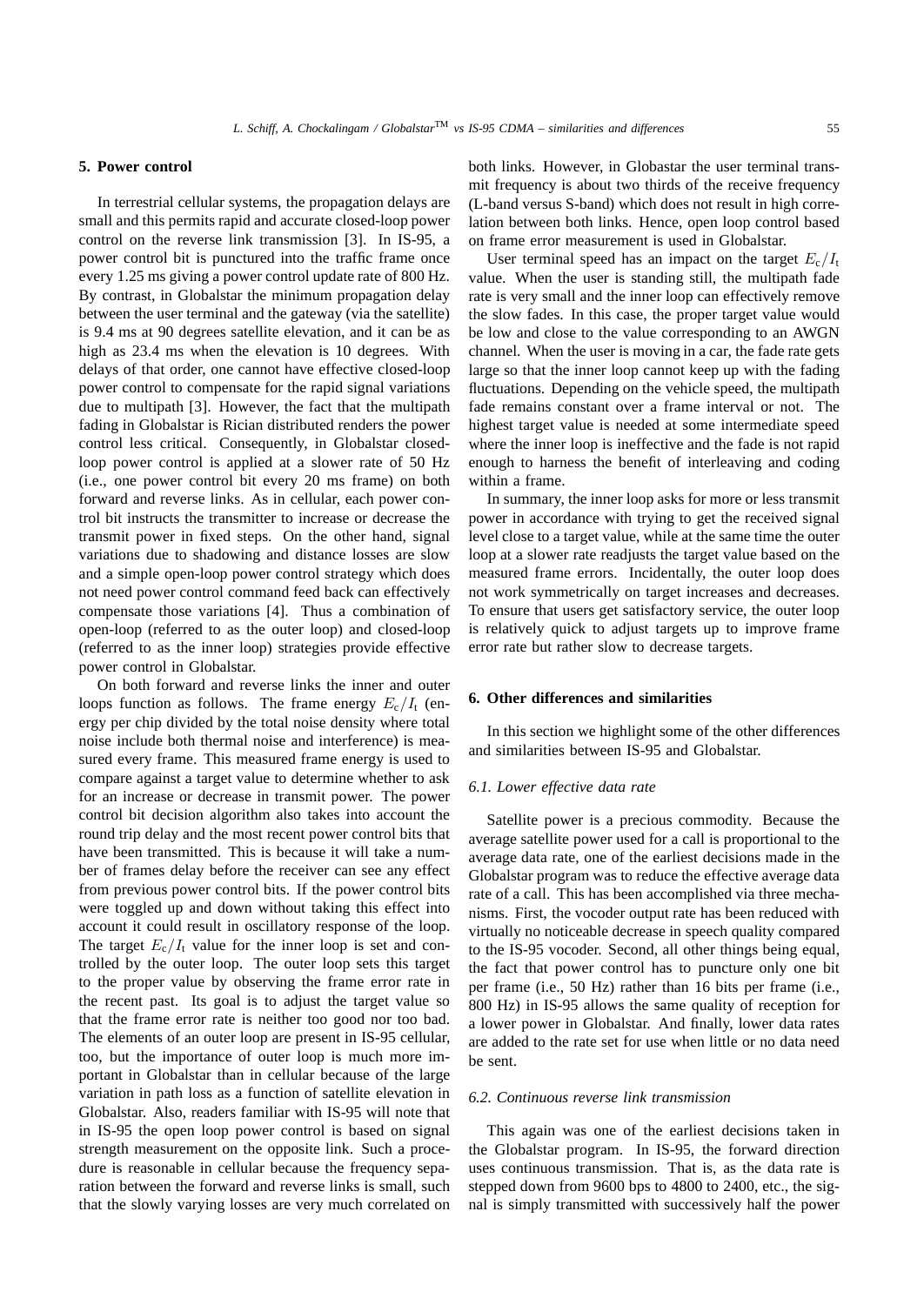## 5. Power control

In terrestrial cellular systems, the propagation delays are small and this permits rapid and accurate closed-loop power control on the reverse link transmission [3]. In IS-95, a power control bit is punctured into the traffic frame once every 1.25 ms giving a power control update rate of 800 Hz. By contrast, in Globalstar the minimum propagation delay between the user terminal and the gateway (via the satellite) is 9.4 ms at 90 degrees satellite elevation, and it can be as high as 23.4 ms when the elevation is 10 degrees. With delays of that order, one cannot have effective closed-loop power control to compensate for the rapid signal variations due to multipath [3]. However, the fact that the multipath fading in Globalstar is Rician distributed renders the power control less critical. Consequently, in Globalstar closed-loop power control is applied at a slower rate of 50 Hz (i.e., one power control bit every 20 ms frame) on both forward and reverse links. As in cellular, each power control bit instructs the transmitter to increase or decrease the transmit power in fixed steps. On the other hand, signal variations due to shadowing and distance losses are slow and a simple open-loop power control strategy which does not need power control command feed back can effectively compensate those variations [4]. Thus a combination of open-loop (referred to as the outer loop) and closed-loop (referred to as the inner loop) strategies provide effective power control in Globalstar.

On both forward and reverse links the inner and outer loops function as follows. The frame energy $E_c/I_t$ (energy per chip divided by the total noise density where total noise include both thermal noise and interference) is measured every frame. This measured frame energy is used to compare against a target value to determine whether to ask for an increase or decrease in transmit power. The power control bit decision algorithm also takes into account the round trip delay and the most recent power control bits that have been transmitted. This is because it will take a number of frames delay before the receiver can see any effect from previous power control bits. If the power control bits were toggled up and down without taking this effect into account it could result in oscillatory response of the loop. The target $E_c/I_t$ value for the inner loop is set and controlled by the outer loop. The outer loop sets this target to the proper value by observing the frame error rate in the recent past. Its goal is to adjust the target value so that the frame error rate is neither too good nor too bad. The elements of an outer loop are present in IS-95 cellular, too, but the importance of outer loop is much more important in Globalstar than in cellular because of the large variation in path loss as a function of satellite elevation in Globalstar. Also, readers familiar with IS-95 will note that in IS-95 the open loop power control is based on signal strength measurement on the opposite link. Such a procedure is reasonable in cellular because the frequency separation between the forward and reverse links is small, such that the slowly varying losses are very much correlated on both links. However, in Globastar the user terminal transmit frequency is about two thirds of the receive frequency (L-band versus S-band) which does not result in high correlation between both links. Hence, open loop control based on frame error measurement is used in Globalstar.

User terminal speed has an impact on the target $E_c/I_t$ value. When the user is standing still, the multipath fade rate is very small and the inner loop can effectively remove the slow fades. In this case, the proper target value would be low and close to the value corresponding to an AWGN channel. When the user is moving in a car, the fade rate gets large so that the inner loop cannot keep up with the fading fluctuations. Depending on the vehicle speed, the multipath fade remains constant over a frame interval or not. The highest target value is needed at some intermediate speed where the inner loop is ineffective and the fade is not rapid enough to harness the benefit of interleaving and coding within a frame.

In summary, the inner loop asks for more or less transmit power in accordance with trying to get the received signal level close to a target value, while at the same time the outer loop at a slower rate readjusts the target value based on the measured frame errors. Incidentally, the outer loop does not work symmetrically on target increases and decreases. To ensure that users get satisfactory service, the outer loop is relatively quick to adjust targets up to improve frame error rate but rather slow to decrease targets.

## 6. Other differences and similarities

In this section we highlight some of the other differences and similarities between IS-95 and Globalstar.

### *6.1. Lower effective data rate*

Satellite power is a precious commodity. Because the average satellite power used for a call is proportional to the average data rate, one of the earliest decisions made in the Globalstar program was to reduce the effective average data rate of a call. This has been accomplished via three mechanisms. First, the vocoder output rate has been reduced with virtually no noticeable decrease in speech quality compared to the IS-95 vocoder. Second, all other things being equal, the fact that power control has to puncture only one bit per frame (i.e., 50 Hz) rather than 16 bits per frame (i.e., 800 Hz) in IS-95 allows the same quality of reception for a lower power in Globalstar. And finally, lower data rates are added to the rate set for use when little or no data need be sent.

### *6.2. Continuous reverse link transmission*

This again was one of the earliest decisions taken in the Globalstar program. In IS-95, the forward direction uses continuous transmission. That is, as the data rate is stepped down from 9600 bps to 4800 to 2400, etc., the signal is simply transmitted with successively half the power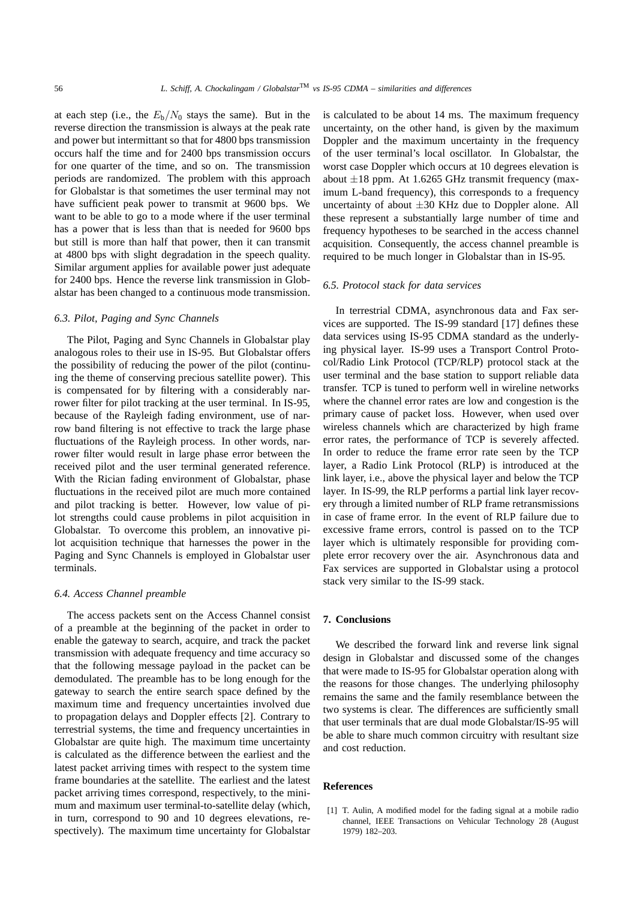at each step (i.e., the $E_b/N_0$ stays the same). But in the reverse direction the transmission is always at the peak rate and power but intermittant so that for 4800 bps transmission occurs half the time and for 2400 bps transmission occurs for one quarter of the time, and so on. The transmission periods are randomized. The problem with this approach for Globalstar is that sometimes the user terminal may not have sufficient peak power to transmit at 9600 bps. We want to be able to go to a mode where if the user terminal has a power that is less than that is needed for 9600 bps but still is more than half that power, then it can transmit at 4800 bps with slight degradation in the speech quality. Similar argument applies for available power just adequate for 2400 bps. Hence the reverse link transmission in Globalstar has been changed to a continuous mode transmission.

### *6.3. Pilot, Paging and Sync Channels*

The Pilot, Paging and Sync Channels in Globalstar play analogous roles to their use in IS-95. But Globalstar offers the possibility of reducing the power of the pilot (continuing the theme of conserving precious satellite power). This is compensated for by filtering with a considerably narrower filter for pilot tracking at the user terminal. In IS-95, because of the Rayleigh fading environment, use of narrow band filtering is not effective to track the large phase fluctuations of the Rayleigh process. In other words, narrower filter would result in large phase error between the received pilot and the user terminal generated reference. With the Rician fading environment of Globalstar, phase fluctuations in the received pilot are much more contained and pilot tracking is better. However, low value of pilot strengths could cause problems in pilot acquisition in Globalstar. To overcome this problem, an innovative pilot acquisition technique that harnesses the power in the Paging and Sync Channels is employed in Globalstar user terminals.

### *6.4. Access Channel preamble*

The access packets sent on the Access Channel consist of a preamble at the beginning of the packet in order to enable the gateway to search, acquire, and track the packet transmission with adequate frequency and time accuracy so that the following message payload in the packet can be demodulated. The preamble has to be long enough for the gateway to search the entire search space defined by the maximum time and frequency uncertainties involved due to propagation delays and Doppler effects [2]. Contrary to terrestrial systems, the time and frequency uncertainties in Globalstar are quite high. The maximum time uncertainty is calculated as the difference between the earliest and the latest packet arriving times with respect to the system time frame boundaries at the satellite. The earliest and the latest packet arriving times correspond, respectively, to the minimum and maximum user terminal-to-satellite delay (which, in turn, correspond to 90 and 10 degrees elevations, respectively). The maximum time uncertainty for Globalstar is calculated to be about 14 ms. The maximum frequency uncertainty, on the other hand, is given by the maximum Doppler and the maximum uncertainty in the frequency of the user terminal's local oscillator. In Globalstar, the worst case Doppler which occurs at 10 degrees elevation is about $\pm 18$ ppm. At 1.6265 GHz transmit frequency (maximum L-band frequency), this corresponds to a frequency uncertainty of about $\pm 30$ KHz due to Doppler alone. All these represent a substantially large number of time and frequency hypotheses to be searched in the access channel acquisition. Consequently, the access channel preamble is required to be much longer in Globalstar than in IS-95.

### *6.5. Protocol stack for data services*

In terrestrial CDMA, asynchronous data and Fax services are supported. The IS-99 standard [17] defines these data services using IS-95 CDMA standard as the underlying physical layer. IS-99 uses a Transport Control Protocol/Radio Link Protocol (TCP/RLP) protocol stack at the user terminal and the base station to support reliable data transfer. TCP is tuned to perform well in wireline networks where the channel error rates are low and congestion is the primary cause of packet loss. However, when used over wireless channels which are characterized by high frame error rates, the performance of TCP is severely affected. In order to reduce the frame error rate seen by the TCP layer, a Radio Link Protocol (RLP) is introduced at the link layer, i.e., above the physical layer and below the TCP layer. In IS-99, the RLP performs a partial link layer recovery through a limited number of RLP frame retransmissions in case of frame error. In the event of RLP failure due to excessive frame errors, control is passed on to the TCP layer which is ultimately responsible for providing complete error recovery over the air. Asynchronous data and Fax services are supported in Globalstar using a protocol stack very similar to the IS-99 stack.

## 7. Conclusions

We described the forward link and reverse link signal design in Globalstar and discussed some of the changes that were made to IS-95 for Globalstar operation along with the reasons for those changes. The underlying philosophy remains the same and the family resemblance between the two systems is clear. The differences are sufficiently small that user terminals that are dual mode Globalstar/IS-95 will be able to share much common circuitry with resultant size and cost reduction.

## References

[1] T. Aulin, A modified model for the fading signal at a mobile radio channel, IEEE Transactions on Vehicular Technology 28 (August 1979) 182–203.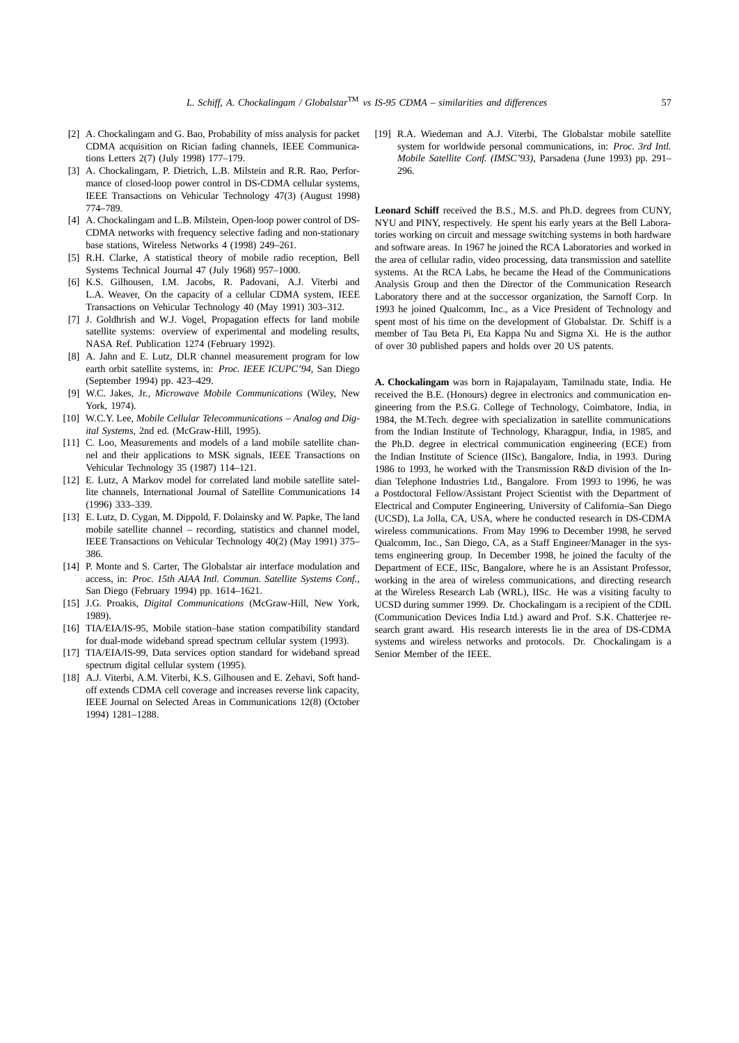[2] A. Chockalingam and G. Bao, Probability of miss analysis for packet CDMA acquisition on Rician fading channels, IEEE Communications Letters 2(7) (July 1998) 177–179.

[3] A. Chockalingam, P. Dietrich, L.B. Milstein and R.R. Rao, Performance of closed-loop power control in DS-CDMA cellular systems, IEEE Transactions on Vehicular Technology 47(3) (August 1998) 774–789.

[4] A. Chockalingam and L.B. Milstein, Open-loop power control of DS-CDMA networks with frequency selective fading and non-stationary base stations, Wireless Networks 4 (1998) 249–261.

[5] R.H. Clarke, A statistical theory of mobile radio reception, Bell Systems Technical Journal 47 (July 1968) 957–1000.

[6] K.S. Gilhousen, I.M. Jacobs, R. Padovani, A.J. Viterbi and L.A. Weaver, On the capacity of a cellular CDMA system, IEEE Transactions on Vehicular Technology 40 (May 1991) 303–312.

[7] J. Goldhrish and W.J. Vogel, Propagation effects for land mobile satellite systems: overview of experimental and modeling results, NASA Ref. Publication 1274 (February 1992).

[8] A. Jahn and E. Lutz, DLR channel measurement program for low earth orbit satellite systems, in: *Proc. IEEE ICUPC'94*, San Diego (September 1994) pp. 423–429.

[9] W.C. Jakes, Jr., *Microwave Mobile Communications* (Wiley, New York, 1974).

[10] W.C.Y. Lee, *Mobile Cellular Telecommunications – Analog and Digital Systems*, 2nd ed. (McGraw-Hill, 1995).

[11] C. Loo, Measurements and models of a land mobile satellite channel and their applications to MSK signals, IEEE Transactions on Vehicular Technology 35 (1987) 114–121.

[12] E. Lutz, A Markov model for correlated land mobile satellite satellite channels, International Journal of Satellite Communications 14 (1996) 333–339.

[13] E. Lutz, D. Cygan, M. Dippold, F. Dolainsky and W. Papke, The land mobile satellite channel – recording, statistics and channel model, IEEE Transactions on Vehicular Technology 40(2) (May 1991) 375–386.

[14] P. Monte and S. Carter, The Globalstar air interface modulation and access, in: *Proc. 15th AIAA Intl. Commun. Satellite Systems Conf.*, San Diego (February 1994) pp. 1614–1621.

[15] J.G. Proakis, *Digital Communications* (McGraw-Hill, New York, 1989).

[16] TIA/EIA/IS-95, Mobile station–base station compatibility standard for dual-mode wideband spread spectrum cellular system (1993).

[17] TIA/EIA/IS-99, Data services option standard for wideband spread spectrum digital cellular system (1995).

[18] A.J. Viterbi, A.M. Viterbi, K.S. Gilhousen and E. Zehavi, Soft handoff extends CDMA cell coverage and increases reverse link capacity, IEEE Journal on Selected Areas in Communications 12(8) (October 1994) 1281–1288.

[19] R.A. Wiedeman and A.J. Viterbi, The Globalstar mobile satellite system for worldwide personal communications, in: *Proc. 3rd Intl. Mobile Satellite Conf. (IMSC'93)*, Parsadena (June 1993) pp. 291–296.

**Leonard Schiff** received the B.S., M.S. and Ph.D. degrees from CUNY, NYU and PINY, respectively. He spent his early years at the Bell Laboratories working on circuit and message switching systems in both hardware and software areas. In 1967 he joined the RCA Laboratories and worked in the area of cellular radio, video processing, data transmission and satellite systems. At the RCA Labs, he became the Head of the Communications Analysis Group and then the Director of the Communication Research Laboratory there and at the successor organization, the Sarnoff Corp. In 1993 he joined Qualcomm, Inc., as a Vice President of Technology and spent most of his time on the development of Globalstar. Dr. Schiff is a member of Tau Beta Pi, Eta Kappa Nu and Sigma Xi. He is the author of over 30 published papers and holds over 20 US patents.

**A. Chockalingam** was born in Rajapalayam, Tamilnadu state, India. He received the B.E. (Honours) degree in electronics and communication engineering from the P.S.G. College of Technology, Coimbatore, India, in 1984, the M.Tech. degree with specialization in satellite communications from the Indian Institute of Technology, Kharagpur, India, in 1985, and the Ph.D. degree in electrical communication engineering (ECE) from the Indian Institute of Science (IISc), Bangalore, India, in 1993. During 1986 to 1993, he worked with the Transmission R&D division of the Indian Telephone Industries Ltd., Bangalore. From 1993 to 1996, he was a Postdoctoral Fellow/Assistant Project Scientist with the Department of Electrical and Computer Engineering, University of California–San Diego (UCSD), La Jolla, CA, USA, where he conducted research in DS-CDMA wireless communications. From May 1996 to December 1998, he served Qualcomm, Inc., San Diego, CA, as a Staff Engineer/Manager in the systems engineering group. In December 1998, he joined the faculty of the Department of ECE, IISc, Bangalore, where he is an Assistant Professor, working in the area of wireless communications, and directing research at the Wireless Research Lab (WRL), IISc. He was a visiting faculty to UCSD during summer 1999. Dr. Chockalingam is a recipient of the CDIL (Communication Devices India Ltd.) award and Prof. S.K. Chatterjee research grant award. His research interests lie in the area of DS-CDMA systems and wireless networks and protocols. Dr. Chockalingam is a Senior Member of the IEEE.